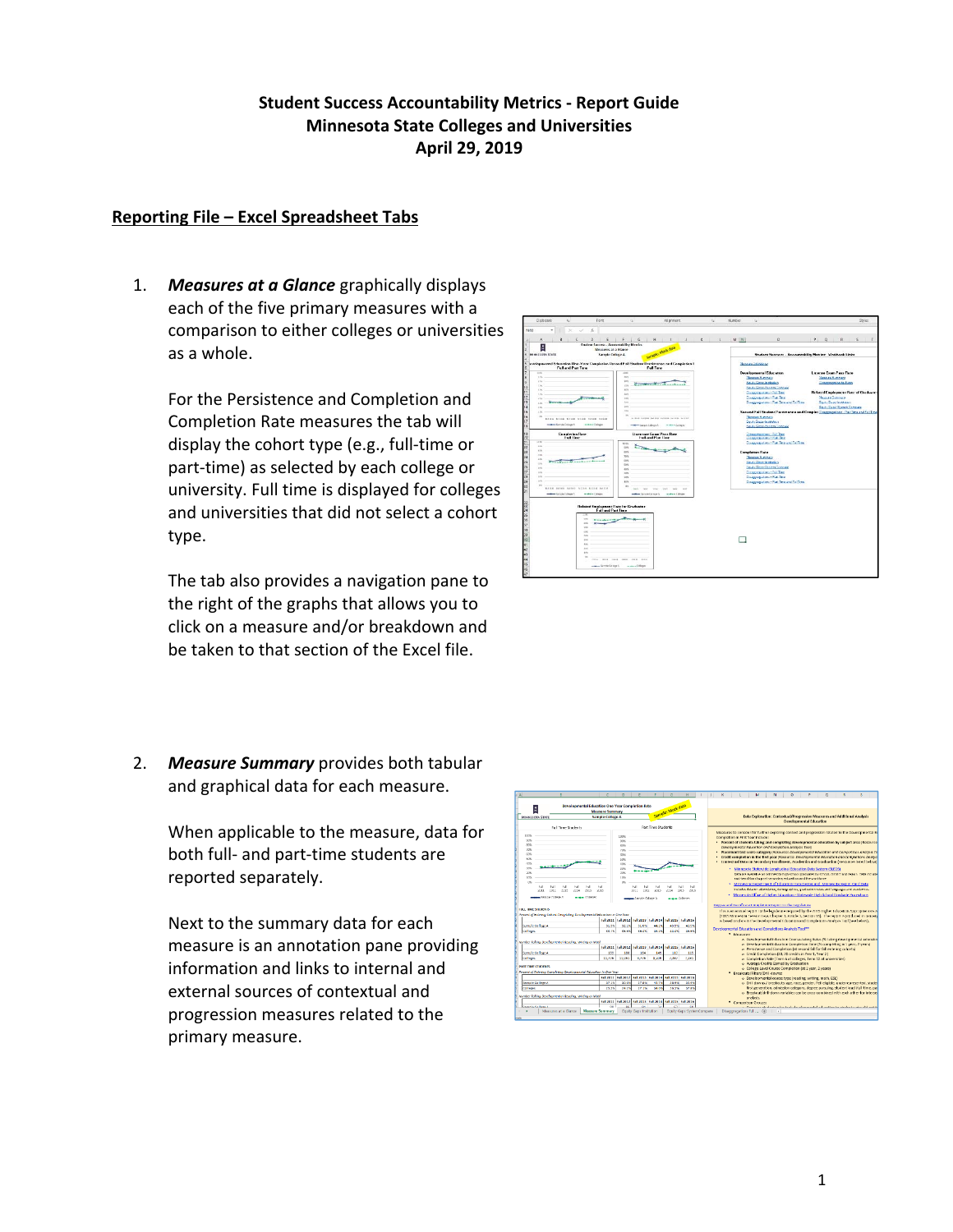**Student Success Accountability Metrics - Report Guide**
**Minnesota State Colleges and Universities**
**April 29, 2019**

## Reporting File – Excel Spreadsheet Tabs

1. ***Measures at a Glance*** graphically displays each of the five primary measures with a comparison to either colleges or universities as a whole.

   For the Persistence and Completion and Completion Rate measures the tab will display the cohort type (e.g., full-time or part-time) as selected by each college or university. Full time is displayed for colleges and universities that did not select a cohort type.

   The tab also provides a navigation pane to the right of the graphs that allows you to click on a measure and/or breakdown and be taken to that section of the Excel file.

2. ***Measure Summary*** provides both tabular and graphical data for each measure.

   When applicable to the measure, data for both full- and part-time students are reported separately.

   Next to the summary data for each measure is an annotation pane providing information and links to internal and external sources of contextual and progression measures related to the primary measure.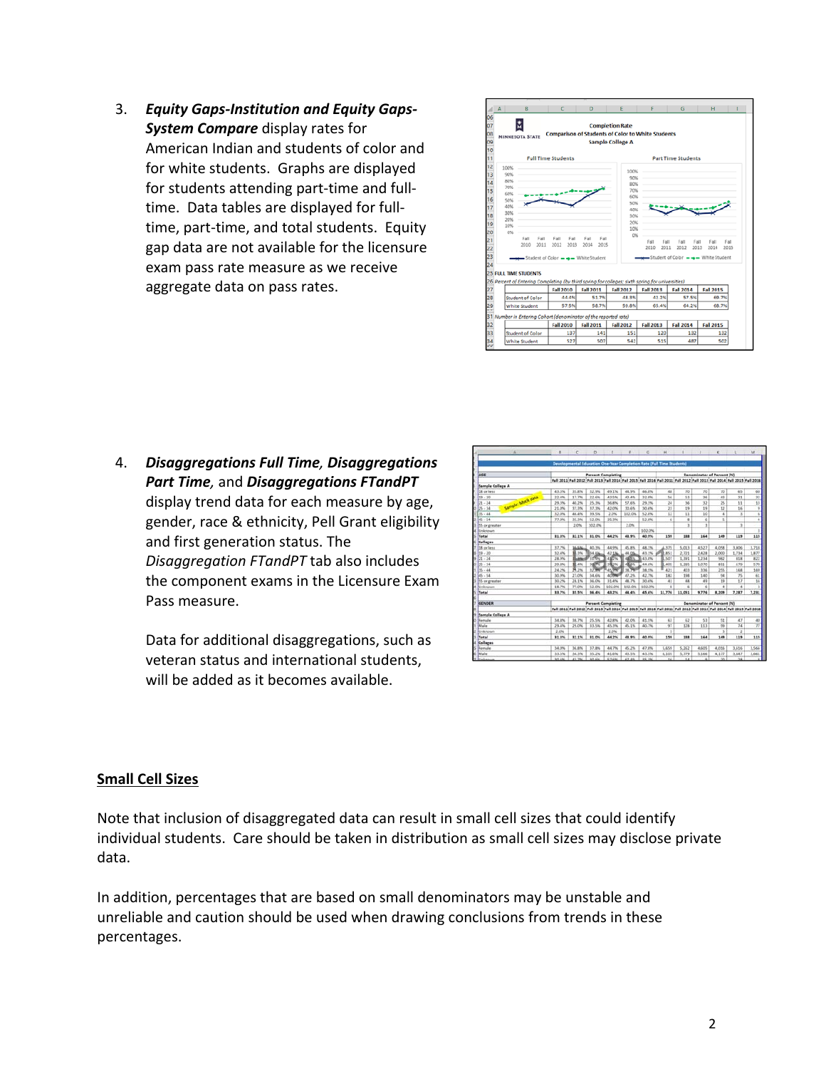3. ***Equity Gaps-Institution and Equity Gaps-System Compare*** display rates for American Indian and students of color and for white students. Graphs are displayed for students attending part-time and full-time. Data tables are displayed for full-time, part-time, and total students. Equity gap data are not available for the licensure exam pass rate measure as we receive aggregate data on pass rates.

4. ***Disaggregations Full Time, Disaggregations Part Time,*** and ***Disaggregations FTandPT*** display trend data for each measure by age, gender, race & ethnicity, Pell Grant eligibility and first generation status. The *Disaggregation FTandPT* tab also includes the component exams in the Licensure Exam Pass measure.

   Data for additional disaggregations, such as veteran status and international students, will be added as it becomes available.

## Small Cell Sizes

Note that inclusion of disaggregated data can result in small cell sizes that could identify individual students. Care should be taken in distribution as small cell sizes may disclose private data.

In addition, percentages that are based on small denominators may be unstable and unreliable and caution should be used when drawing conclusions from trends in these percentages.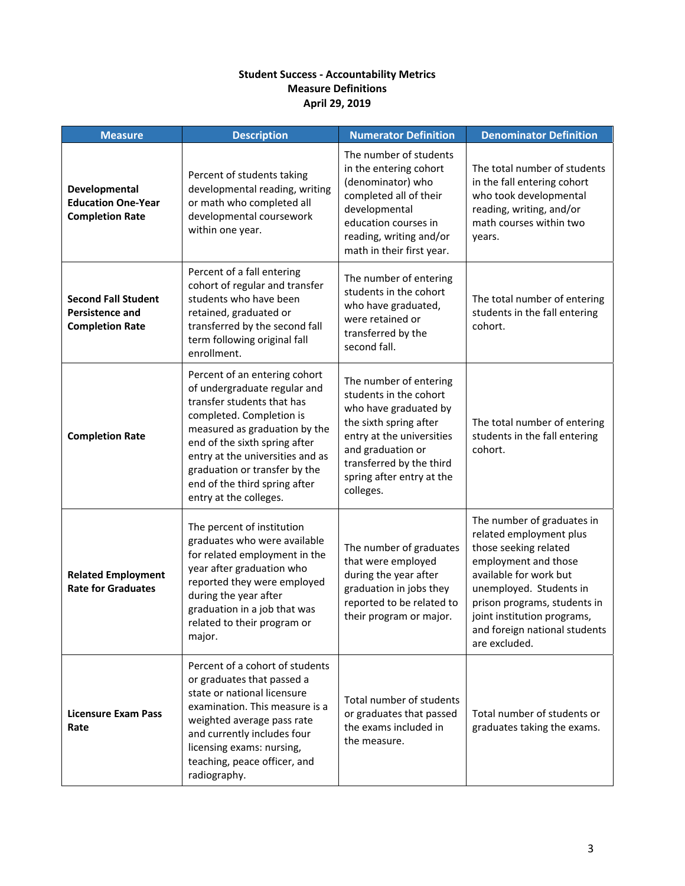**Student Success - Accountability Metrics**
**Measure Definitions**
**April 29, 2019**

| Measure | Description | Numerator Definition | Denominator Definition |
|---|---|---|---|
| **Developmental Education One-Year Completion Rate** | Percent of students taking developmental reading, writing or math who completed all developmental coursework within one year. | The number of students in the entering cohort (denominator) who completed all of their developmental education courses in reading, writing and/or math in their first year. | The total number of students in the fall entering cohort who took developmental reading, writing, and/or math courses within two years. |
| **Second Fall Student Persistence and Completion Rate** | Percent of a fall entering cohort of regular and transfer students who have been retained, graduated or transferred by the second fall term following original fall enrollment. | The number of entering students in the cohort who have graduated, were retained or transferred by the second fall. | The total number of entering students in the fall entering cohort. |
| **Completion Rate** | Percent of an entering cohort of undergraduate regular and transfer students that has completed. Completion is measured as graduation by the end of the sixth spring after entry at the universities and as graduation or transfer by the end of the third spring after entry at the colleges. | The number of entering students in the cohort who have graduated by the sixth spring after entry at the universities and graduation or transferred by the third spring after entry at the colleges. | The total number of entering students in the fall entering cohort. |
| **Related Employment Rate for Graduates** | The percent of institution graduates who were available for related employment in the year after graduation who reported they were employed during the year after graduation in a job that was related to their program or major. | The number of graduates that were employed during the year after graduation in jobs they reported to be related to their program or major. | The number of graduates in related employment plus those seeking related employment and those available for work but unemployed. Students in prison programs, students in joint institution programs, and foreign national students are excluded. |
| **Licensure Exam Pass Rate** | Percent of a cohort of students or graduates that passed a state or national licensure examination. This measure is a weighted average pass rate and currently includes four licensing exams: nursing, teaching, peace officer, and radiography. | Total number of students or graduates that passed the exams included in the measure. | Total number of students or graduates taking the exams. |